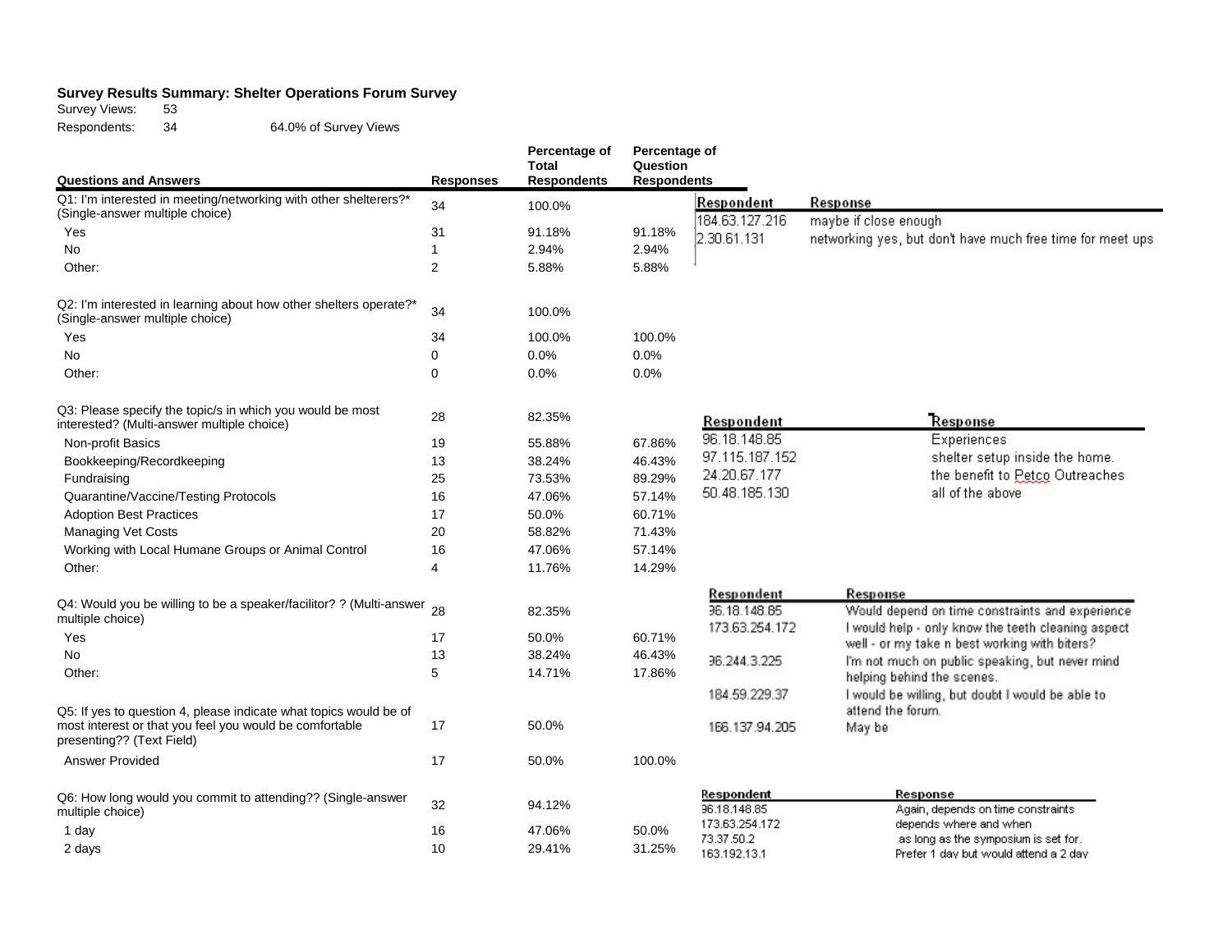**Survey Results Summary: Shelter Operations Forum Survey**

Survey Views: 53

Respondents: 34 — 64.0% of Survey Views

| Questions and Answers | Responses | Percentage of Total Respondents | Percentage of Question Respondents |
|---|---|---|---|
| Q1: I'm interested in meeting/networking with other shelterers?* (Single-answer multiple choice) | 34 | 100.0% | |
| Yes | 31 | 91.18% | 91.18% |
| No | 1 | 2.94% | 2.94% |
| Other: | 2 | 5.88% | 5.88% |
| Q2: I'm interested in learning about how other shelters operate?* (Single-answer multiple choice) | 34 | 100.0% | |
| Yes | 34 | 100.0% | 100.0% |
| No | 0 | 0.0% | 0.0% |
| Other: | 0 | 0.0% | 0.0% |
| Q3: Please specify the topic/s in which you would be most interested? (Multi-answer multiple choice) | 28 | 82.35% | |
| Non-profit Basics | 19 | 55.88% | 67.86% |
| Bookkeeping/Recordkeeping | 13 | 38.24% | 46.43% |
| Fundraising | 25 | 73.53% | 89.29% |
| Quarantine/Vaccine/Testing Protocols | 16 | 47.06% | 57.14% |
| Adoption Best Practices | 17 | 50.0% | 60.71% |
| Managing Vet Costs | 20 | 58.82% | 71.43% |
| Working with Local Humane Groups or Animal Control | 16 | 47.06% | 57.14% |
| Other: | 4 | 11.76% | 14.29% |
| Q4: Would you be willing to be a speaker/facilitor? ? (Multi-answer multiple choice) | 28 | 82.35% | |
| Yes | 17 | 50.0% | 60.71% |
| No | 13 | 38.24% | 46.43% |
| Other: | 5 | 14.71% | 17.86% |
| Q5: If yes to question 4, please indicate what topics would be of most interest or that you feel you would be comfortable presenting?? (Text Field) | 17 | 50.0% | |
| Answer Provided | 17 | 50.0% | 100.0% |
| Q6: How long would you commit to attending?? (Single-answer multiple choice) | 32 | 94.12% | |
| 1 day | 16 | 47.06% | 50.0% |
| 2 days | 10 | 29.41% | 31.25% |

Q1 "Other" responses:

| Respondent | Response |
|---|---|
| 184.63.127.216 | maybe if close enough |
| 2.30.61.131 | networking yes, but don't have much free time for meet ups |

Q3 "Other" responses:

| Respondent | Response |
|---|---|
| 96.18.148.85 | Experiences |
| 97.115.187.152 | shelter setup inside the home. |
| 24.20.67.177 | the benefit to Petco Outreaches |
| 50.48.185.130 | all of the above |

Q4 "Other" responses:

| Respondent | Response |
|---|---|
| 96.18.148.85 | Would depend on time constraints and experience |
| 173.63.254.172 | I would help - only know the teeth cleaning aspect well - or my take n best working with biters? |
| 96.244.3.225 | I'm not much on public speaking, but never mind helping behind the scenes. |
| 184.59.229.37 | I would be willing, but doubt I would be able to attend the forum. |
| 166.137.94.205 | May be |

Q6 "Other" responses:

| Respondent | Response |
|---|---|
| 96.18.148.85 | Again, depends on time constraints |
| 173.63.254.172 | depends where and when |
| 73.37.50.2 | as long as the symposium is set for. |
| 163.192.13.1 | Prefer 1 day but would attend a 2 day |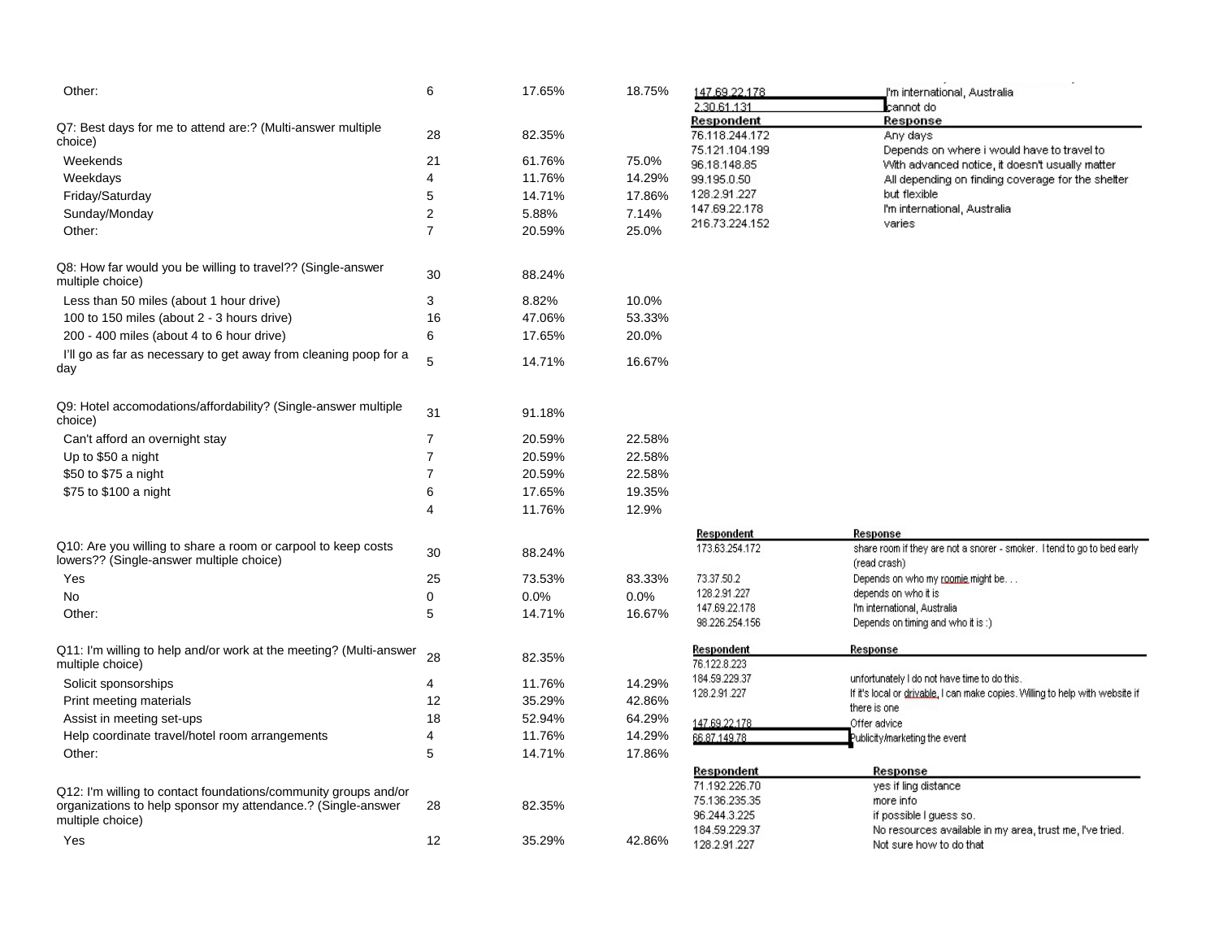| Question / Answer | Count | % of total | % of answered |
|---|---|---|---|
| Other: | 6 | 17.65% | 18.75% |

| Respondent | Response |
|---|---|
| 147.69.22.178 | I'm international, Australia |
| 2.30.61.131 | cannot do |

| Question / Answer | Count | % of total | % of answered |
|---|---|---|---|
| Q7: Best days for me to attend are:? (Multi-answer multiple choice) | 28 | 82.35% | |
| Weekends | 21 | 61.76% | 75.0% |
| Weekdays | 4 | 11.76% | 14.29% |
| Friday/Saturday | 5 | 14.71% | 17.86% |
| Sunday/Monday | 2 | 5.88% | 7.14% |
| Other: | 7 | 20.59% | 25.0% |

| Respondent | Response |
|---|---|
| 76.118.244.172 | Any days |
| 75.121.104.199 | Depends on where i would have to travel to |
| 96.18.148.85 | With advanced notice, it doesn't usually matter |
| 99.195.0.50 | All depending on finding coverage for the shelter |
| 128.2.91.227 | but flexible |
| 147.69.22.178 | I'm international, Australia |
| 216.73.224.152 | varies |

| Question / Answer | Count | % of total | % of answered |
|---|---|---|---|
| Q8: How far would you be willing to travel?? (Single-answer multiple choice) | 30 | 88.24% | |
| Less than 50 miles (about 1 hour drive) | 3 | 8.82% | 10.0% |
| 100 to 150 miles (about 2 - 3 hours drive) | 16 | 47.06% | 53.33% |
| 200 - 400 miles (about 4 to 6 hour drive) | 6 | 17.65% | 20.0% |
| I'll go as far as necessary to get away from cleaning poop for a day | 5 | 14.71% | 16.67% |

| Question / Answer | Count | % of total | % of answered |
|---|---|---|---|
| Q9: Hotel accomodations/affordability? (Single-answer multiple choice) | 31 | 91.18% | |
| Can't afford an overnight stay | 7 | 20.59% | 22.58% |
| Up to $50 a night | 7 | 20.59% | 22.58% |
| $50 to $75 a night | 7 | 20.59% | 22.58% |
| $75 to $100 a night | 6 | 17.65% | 19.35% |
| | 4 | 11.76% | 12.9% |

| Question / Answer | Count | % of total | % of answered |
|---|---|---|---|
| Q10: Are you willing to share a room or carpool to keep costs lowers?? (Single-answer multiple choice) | 30 | 88.24% | |
| Yes | 25 | 73.53% | 83.33% |
| No | 0 | 0.0% | 0.0% |
| Other: | 5 | 14.71% | 16.67% |

| Respondent | Response |
|---|---|
| 173.63.254.172 | share room if they are not a snorer - smoker. I tend to go to bed early (read crash) |
| 73.37.50.2 | Depends on who my roomie might be. . . |
| 128.2.91.227 | depends on who it is |
| 147.69.22.178 | I'm international, Australia |
| 98.226.254.156 | Depends on timing and who it is :) |

| Question / Answer | Count | % of total | % of answered |
|---|---|---|---|
| Q11: I'm willing to help and/or work at the meeting? (Multi-answer multiple choice) | 28 | 82.35% | |
| Solicit sponsorships | 4 | 11.76% | 14.29% |
| Print meeting materials | 12 | 35.29% | 42.86% |
| Assist in meeting set-ups | 18 | 52.94% | 64.29% |
| Help coordinate travel/hotel room arrangements | 4 | 11.76% | 14.29% |
| Other: | 5 | 14.71% | 17.86% |

| Respondent | Response |
|---|---|
| 76.122.8.223 | |
| 184.59.229.37 | unfortunately I do not have time to do this. |
| 128.2.91.227 | If it's local or drivable, I can make copies. Willing to help with website if there is one |
| 147.69.22.178 | Offer advice |
| 66.87.149.78 | Publicity/marketing the event |

| Question / Answer | Count | % of total | % of answered |
|---|---|---|---|
| Q12: I'm willing to contact foundations/community groups and/or organizations to help sponsor my attendance.? (Single-answer multiple choice) | 28 | 82.35% | |
| Yes | 12 | 35.29% | 42.86% |

| Respondent | Response |
|---|---|
| 71.192.226.70 | yes if ling distance |
| 75.136.235.35 | more info |
| 96.244.3.225 | if possible I guess so. |
| 184.59.229.37 | No resources available in my area, trust me, I've tried. |
| 128.2.91.227 | Not sure how to do that |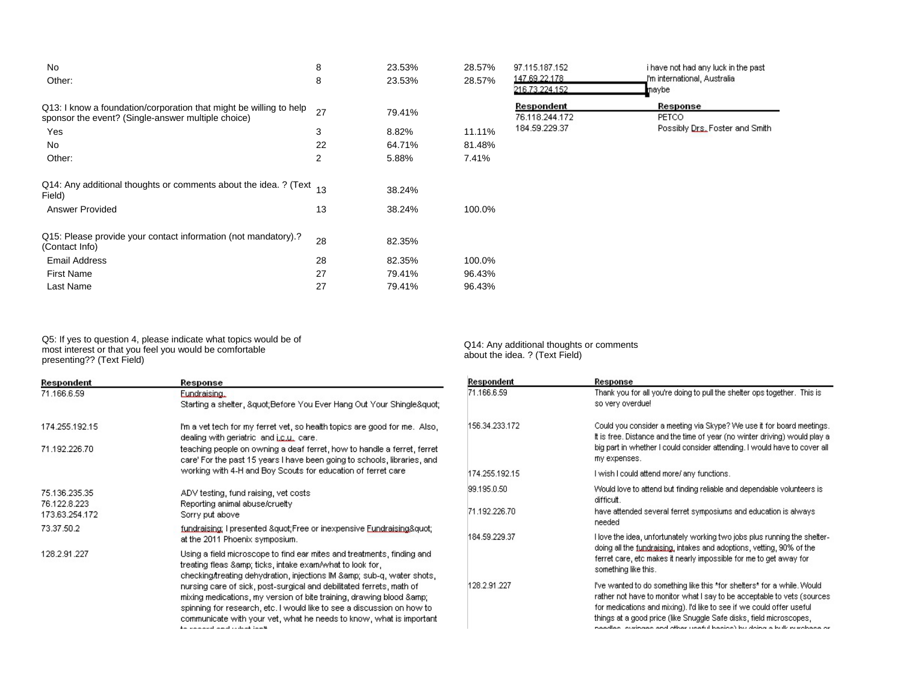| | | | | Respondent | Response |
|---|---|---|---|---|---|
| No | 8 | 23.53% | 28.57% | 97.115.187.152 | i have not had any luck in the past |
| Other: | 8 | 23.53% | 28.57% | 147.69.22.178 | I'm international, Australia |
| | | | | 216.73.224.152 | maybe |

| | | | | Respondent | Response |
|---|---|---|---|---|---|
| Q13: I know a foundation/corporation that might be willing to help sponsor the event? (Single-answer multiple choice) | 27 | 79.41% | | 76.118.244.172 | PETCO |
| Yes | 3 | 8.82% | 11.11% | 184.59.229.37 | Possibly Drs. Foster and Smith |
| No | 22 | 64.71% | 81.48% | | |
| Other: | 2 | 5.88% | 7.41% | | |

| | | | |
|---|---|---|---|
| Q14: Any additional thoughts or comments about the idea. ? (Text Field) | 13 | 38.24% | |
| Answer Provided | 13 | 38.24% | 100.0% |

| | | | |
|---|---|---|---|
| Q15: Please provide your contact information (not mandatory).? (Contact Info) | 28 | 82.35% | |
| Email Address | 28 | 82.35% | 100.0% |
| First Name | 27 | 79.41% | 96.43% |
| Last Name | 27 | 79.41% | 96.43% |

Q5: If yes to question 4, please indicate what topics would be of most interest or that you feel you would be comfortable presenting?? (Text Field)

| Respondent | Response |
|---|---|
| 71.166.6.59 | Fundraising. Starting a shelter, &quot;Before You Ever Hang Out Your Shingle&quot; |
| 174.255.192.15 | I'm a vet tech for my ferret vet, so health topics are good for me. Also, dealing with geriatric and i.c.u. care. |
| 71.192.226.70 | teaching people on owning a deaf ferret, how to handle a ferret, ferret care' For the past 15 years I have been going to schools, libraries, and working with 4-H and Boy Scouts for education of ferret care |
| 75.136.235.35 | ADV testing, fund raising, vet costs |
| 76.122.8.223 | Reporting animal abuse/cruelty |
| 173.63.254.172 | Sorry put above |
| 73.37.50.2 | fundraising; I presented &quot;Free or inexpensive Fundraising&quot; at the 2011 Phoenix symposium. |
| 128.2.91.227 | Using a field microscope to find ear mites and treatments, finding and treating fleas &amp; ticks, intake exam/what to look for, checking/treating dehydration, injections IM &amp; sub-q, water shots, nursing care of sick, post-surgical and debilitated ferrets, math of mixing medications, my version of bite training, drawing blood &amp; spinning for research, etc. I would like to see a discussion on how to communicate with your vet, what he needs to know, what is important to record and what isn't |

Q14: Any additional thoughts or comments about the idea. ? (Text Field)

| Respondent | Response |
|---|---|
| 71.166.6.59 | Thank you for all you're doing to pull the shelter ops together. This is so very overdue! |
| 156.34.233.172 | Could you consider a meeting via Skype? We use it for board meetings. It is free. Distance and the time of year (no winter driving) would play a big part in whether I could consider attending. I would have to cover all my expenses. |
| 174.255.192.15 | I wish I could attend more/ any functions. |
| 99.195.0.50 | Would love to attend but finding reliable and dependable volunteers is difficult. |
| 71.192.226.70 | have attended several ferret symposiums and education is always needed |
| 184.59.229.37 | I love the idea, unfortunately working two jobs plus running the shelter-doing all the fundraising, intakes and adoptions, vetting, 90% of the ferret care, etc makes it nearly impossible for me to get away for something like this. |
| 128.2.91.227 | I've wanted to do something like this *for shelters* for a while. Would rather not have to monitor what I say to be acceptable to vets (sources for medications and mixing). I'd like to see if we could offer useful things at a good price (like Snuggle Safe disks, field microscopes, needles, syringes and other useful basics) by doing a bulk purchase or |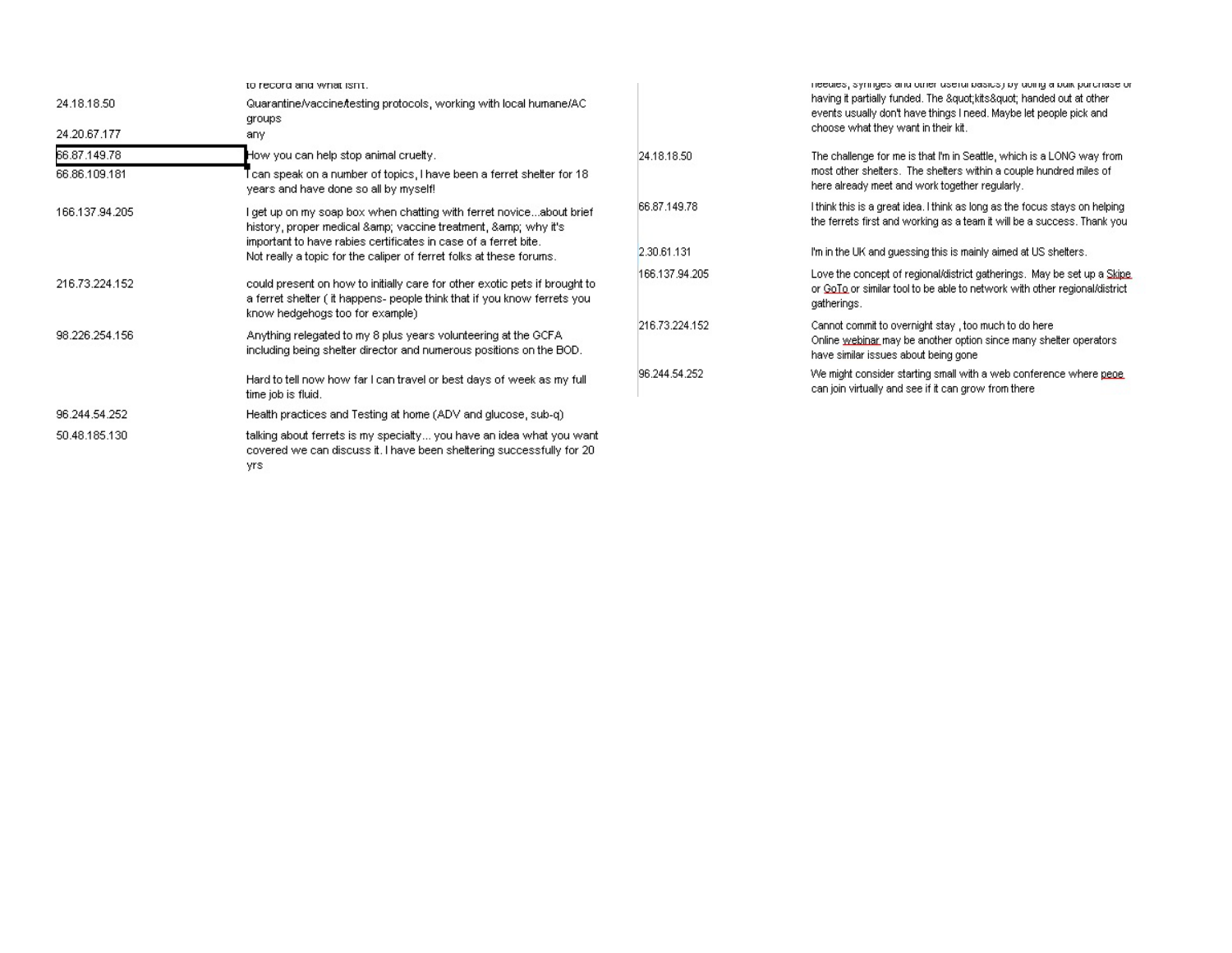| | |
|---|---|
| | to record and what isn't. |
| 24.18.18.50 | Quarantine/vaccine/testing protocols, working with local humane/AC groups |
| 24.20.67.177 | any |
| 66.87.149.78 | How you can help stop animal cruelty. |
| 66.86.109.181 | I can speak on a number of topics, I have been a ferret shelter for 18 years and have done so all by myself! |
| 166.137.94.205 | I get up on my soap box when chatting with ferret novice...about brief history, proper medical &amp; vaccine treatment, &amp; why it's important to have rabies certificates in case of a ferret bite.<br>Not really a topic for the caliper of ferret folks at these forums. |
| 216.73.224.152 | could present on how to initially care for other exotic pets if brought to a ferret shelter ( it happens- people think that if you know ferrets you know hedgehogs too for example) |
| 98.226.254.156 | Anything relegated to my 8 plus years volunteering at the GCFA including being shelter director and numerous positions on the BOD.<br><br>Hard to tell now how far I can travel or best days of week as my full time job is fluid. |
| 96.244.54.252 | Health practices and Testing at home (ADV and glucose, sub-q) |
| 50.48.185.130 | talking about ferrets is my specialty... you have an idea what you want covered we can discuss it. I have been sheltering successfully for 20 yrs |

| | |
|---|---|
| | needles, syringes and other useful basics) by doing a bulk purchase or having it partially funded. The &quot;kits&quot; handed out at other events usually don't have things I need. Maybe let people pick and choose what they want in their kit. |
| 24.18.18.50 | The challenge for me is that I'm in Seattle, which is a LONG way from most other shelters. The shelters within a couple hundred miles of here already meet and work together regularly. |
| 66.87.149.78 | I think this is a great idea. I think as long as the focus stays on helping the ferrets first and working as a team it will be a success. Thank you |
| 2.30.61.131 | I'm in the UK and guessing this is mainly aimed at US shelters. |
| 166.137.94.205 | Love the concept of regional/district gatherings. May be set up a Skipe or GoTo or similar tool to be able to network with other regional/district gatherings. |
| 216.73.224.152 | Cannot commit to overnight stay , too much to do here<br>Online webinar may be another option since many shelter operators have similar issues about being gone |
| 96.244.54.252 | We might consider starting small with a web conference where peoe can join virtually and see if it can grow from there |